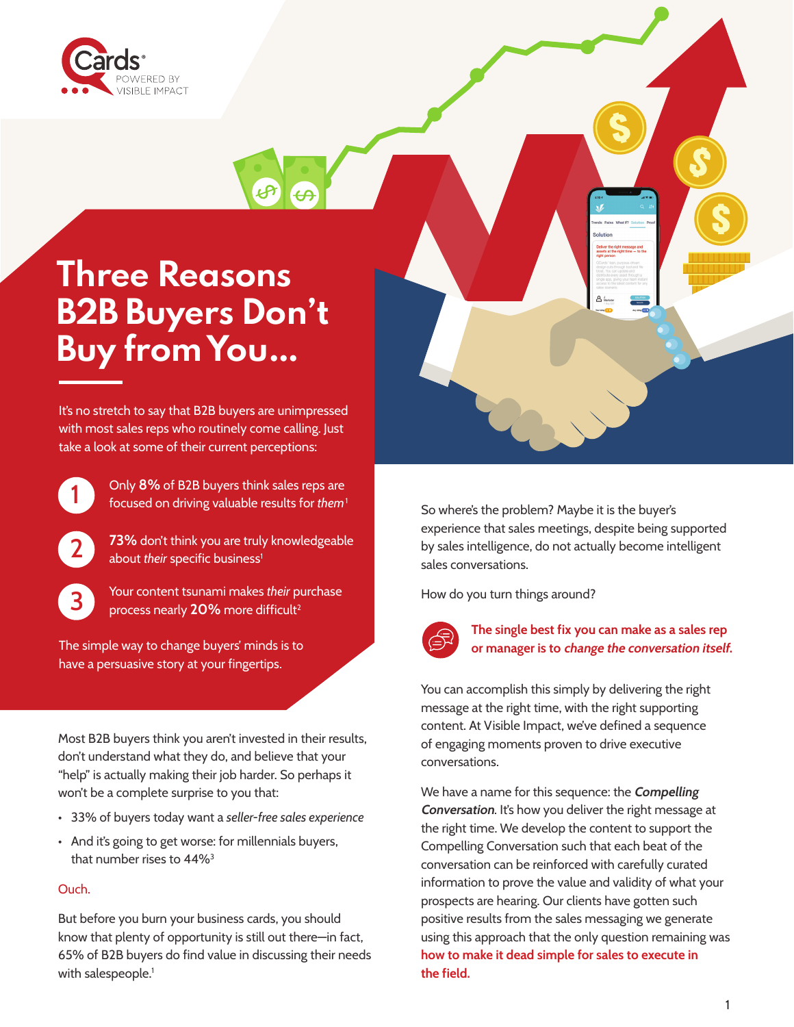Cards® POWERED BY VISIBLE IMPACT

# Three Reasons B2B Buyers Don't Buy from You…

It's no stretch to say that B2B buyers are unimpressed with most sales reps who routinely come calling. Just take a look at some of their current perceptions:

1. Only **8%** of B2B buyers think sales reps are focused on driving valuable results for *them*[1]
2. **73%** don't think you are truly knowledgeable about *their* specific business[1]
3. Your content tsunami makes *their* purchase process nearly **20%** more difficult[2]

The simple way to change buyers' minds is to have a persuasive story at your fingertips.

Most B2B buyers think you aren't invested in their results, don't understand what they do, and believe that your "help" is actually making their job harder. So perhaps it won't be a complete surprise to you that:

- 33% of buyers today want a *seller-free sales experience*
- And it's going to get worse: for millennials buyers, that number rises to 44%[3]

Ouch.

But before you burn your business cards, you should know that plenty of opportunity is still out there—in fact, 65% of B2B buyers do find value in discussing their needs with salespeople.[1]

So where's the problem? Maybe it is the buyer's experience that sales meetings, despite being supported by sales intelligence, do not actually become intelligent sales conversations.

How do you turn things around?

**The single best fix you can make as a sales rep or manager is to *change the conversation itself*.**

You can accomplish this simply by delivering the right message at the right time, with the right supporting content. At Visible Impact, we've defined a sequence of engaging moments proven to drive executive conversations.

We have a name for this sequence: the ***Compelling Conversation***. It's how you deliver the right message at the right time. We develop the content to support the Compelling Conversation such that each beat of the conversation can be reinforced with carefully curated information to prove the value and validity of what your prospects are hearing. Our clients have gotten such positive results from the sales messaging we generate using this approach that the only question remaining was **how to make it dead simple for sales to execute in the field.**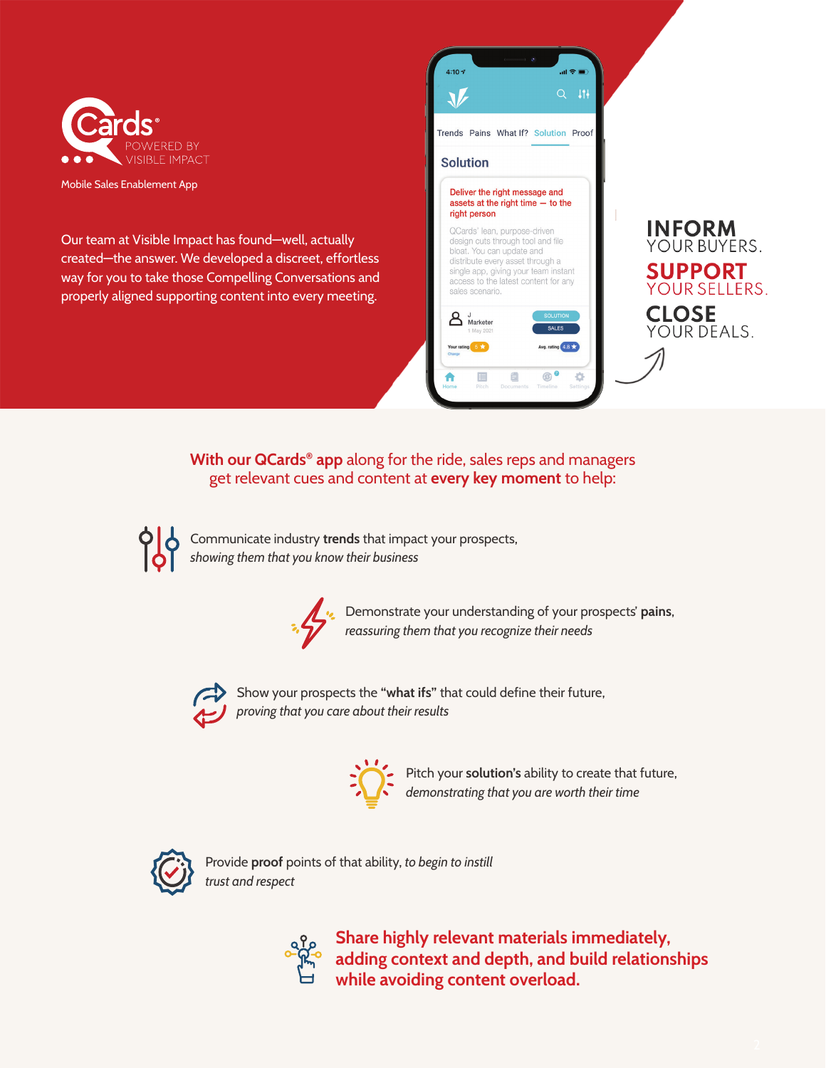QCards®

POWERED BY VISIBLE IMPACT

Mobile Sales Enablement App

Our team at Visible Impact has found—well, actually created—the answer. We developed a discreet, effortless way for you to take those Compelling Conversations and properly aligned supporting content into every meeting.

Trends Pains What If? Solution Proof

**Solution**

Deliver the right message and assets at the right time — to the right person

QCards' lean, purpose-driven design cuts through tool and file bloat. You can update and distribute every asset through a single app, giving your team instant access to the latest content for any sales scenario.

**INFORM** YOUR BUYERS.

**SUPPORT** YOUR SELLERS.

**CLOSE** YOUR DEALS.

## **With our QCards® app** along for the ride, sales reps and managers get relevant cues and content at **every key moment** to help:

Communicate industry **trends** that impact your prospects, *showing them that you know their business*

Demonstrate your understanding of your prospects' **pains**, *reassuring them that you recognize their needs*

Show your prospects the **"what ifs"** that could define their future, *proving that you care about their results*

Pitch your **solution's** ability to create that future, *demonstrating that you are worth their time*

Provide **proof** points of that ability, *to begin to instill trust and respect*

**Share highly relevant materials immediately, adding context and depth, and build relationships while avoiding content overload.**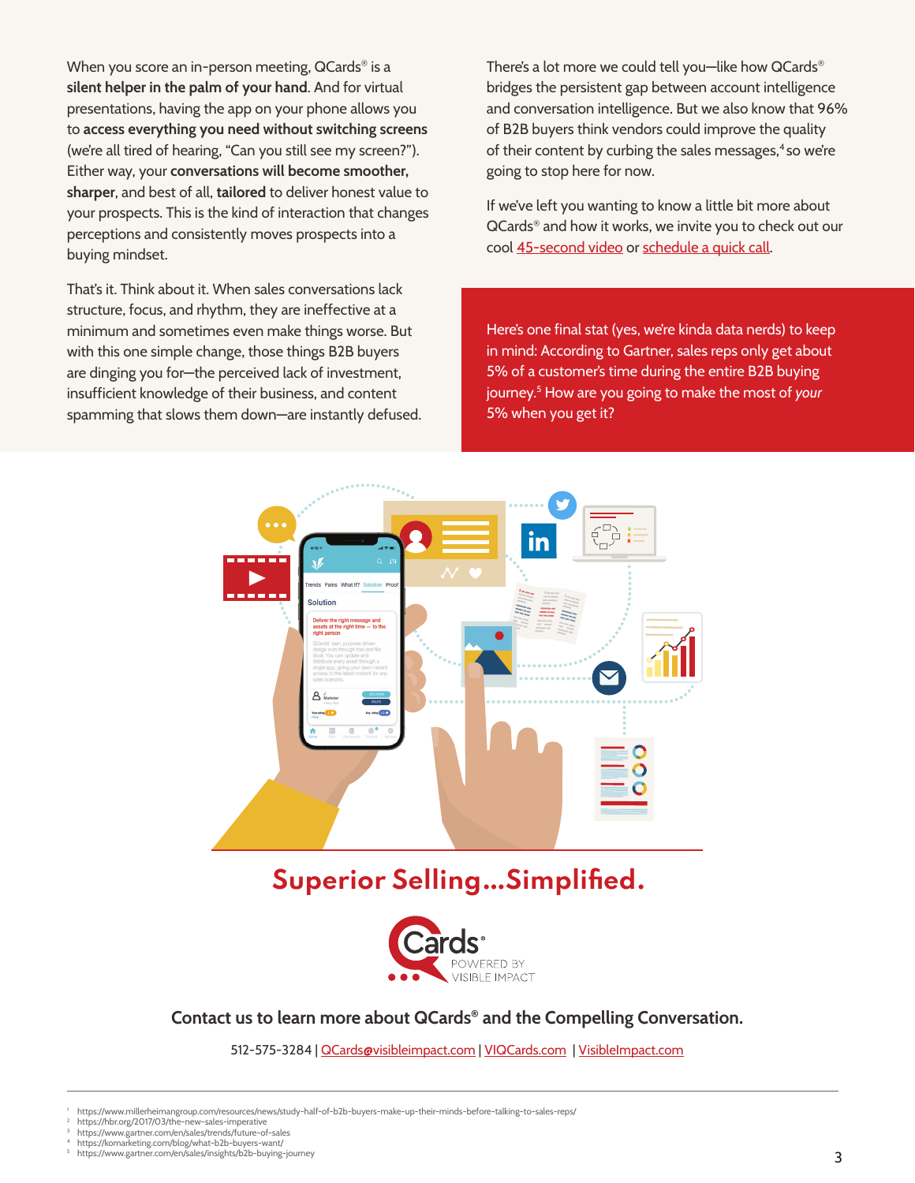When you score an in-person meeting, QCards® is a **silent helper in the palm of your hand**. And for virtual presentations, having the app on your phone allows you to **access everything you need without switching screens** (we're all tired of hearing, "Can you still see my screen?"). Either way, your **conversations will become smoother, sharper**, and best of all, **tailored** to deliver honest value to your prospects. This is the kind of interaction that changes perceptions and consistently moves prospects into a buying mindset.

That's it. Think about it. When sales conversations lack structure, focus, and rhythm, they are ineffective at a minimum and sometimes even make things worse. But with this one simple change, those things B2B buyers are dinging you for—the perceived lack of investment, insufficient knowledge of their business, and content spamming that slows them down—are instantly defused.

There's a lot more we could tell you—like how QCards® bridges the persistent gap between account intelligence and conversation intelligence. But we also know that 96% of B2B buyers think vendors could improve the quality of their content by curbing the sales messages,[4] so we're going to stop here for now.

If we've left you wanting to know a little bit more about QCards® and how it works, we invite you to check out our cool [45-second video] or [schedule a quick call].

Here's one final stat (yes, we're kinda data nerds) to keep in mind: According to Gartner, sales reps only get about 5% of a customer's time during the entire B2B buying journey.[5] How are you going to make the most of *your* 5% when you get it?

## Superior Selling…Simplified.

QCards® POWERED BY VISIBLE IMPACT

**Contact us to learn more about QCards® and the Compelling Conversation.**

512-575-3284 | QCards@visibleimpact.com | VIQCards.com | VisibleImpact.com

---

1 https://www.millerheimangroup.com/resources/news/study-half-of-b2b-buyers-make-up-their-minds-before-talking-to-sales-reps/
2 https://hbr.org/2017/03/the-new-sales-imperative
3 https://www.gartner.com/en/sales/trends/future-of-sales
4 https://komarketing.com/blog/what-b2b-buyers-want/
5 https://www.gartner.com/en/sales/insights/b2b-buying-journey